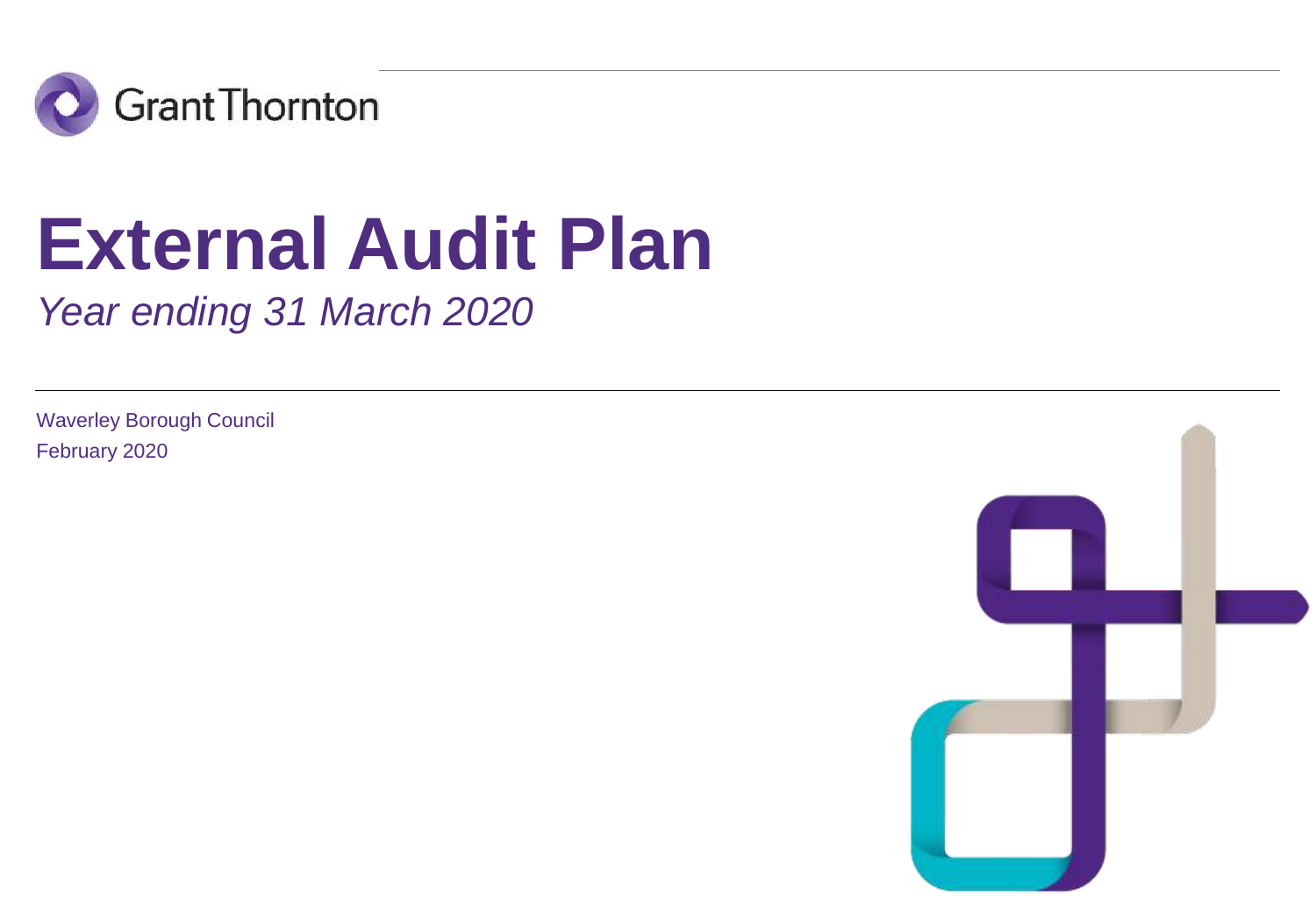Grant Thornton

# External Audit Plan

*Year ending 31 March 2020*

Waverley Borough Council

February 2020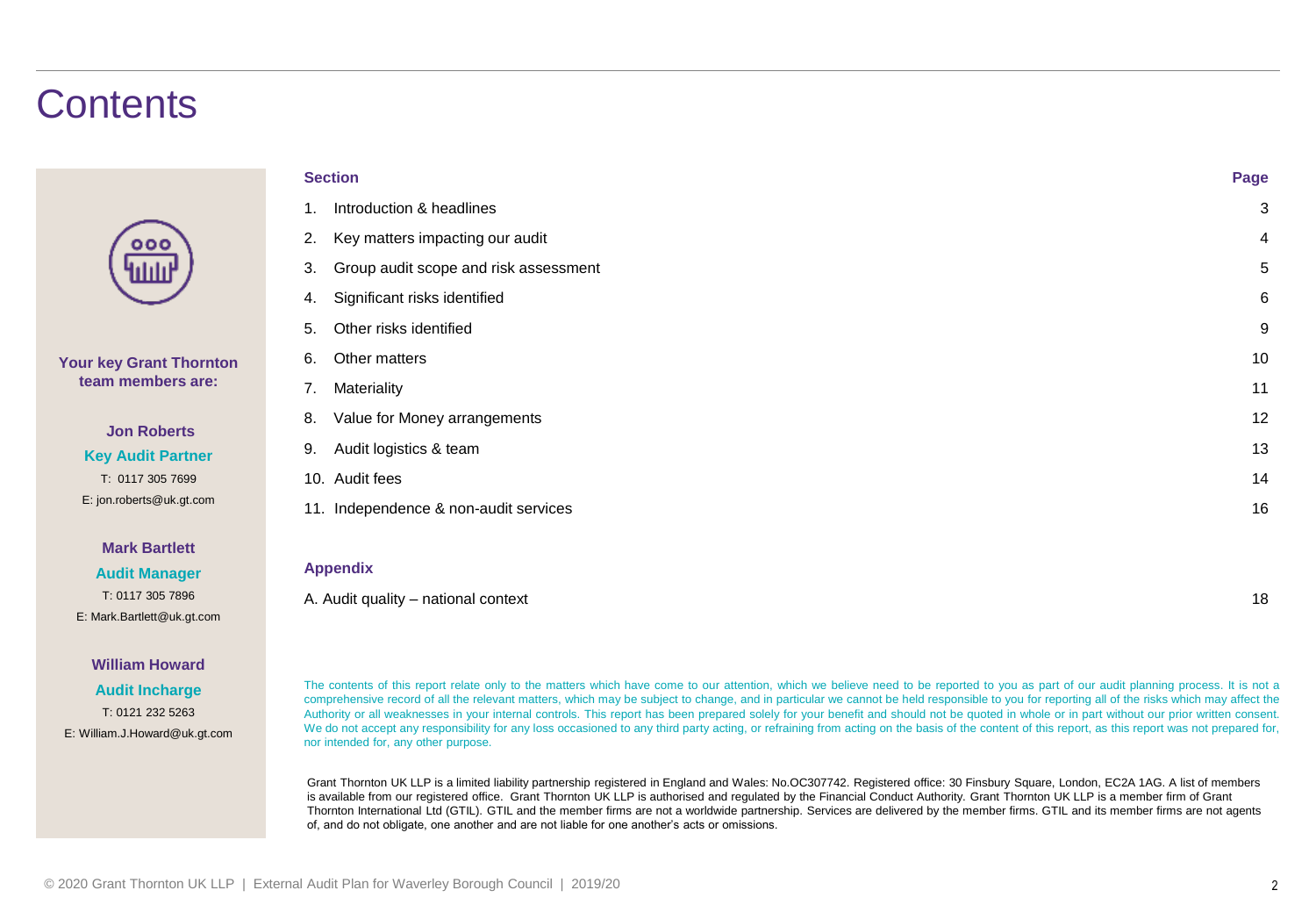# Contents

**Your key Grant Thornton team members are:**

**Jon Roberts**
**Key Audit Partner**
T: 0117 305 7699
E: jon.roberts@uk.gt.com

**Mark Bartlett**
**Audit Manager**
T: 0117 305 7896
E: Mark.Bartlett@uk.gt.com

**William Howard**
**Audit Incharge**
T: 0121 232 5263
E: William.J.Howard@uk.gt.com

| Section | Page |
|---|---|
| 1. Introduction & headlines | 3 |
| 2. Key matters impacting our audit | 4 |
| 3. Group audit scope and risk assessment | 5 |
| 4. Significant risks identified | 6 |
| 5. Other risks identified | 9 |
| 6. Other matters | 10 |
| 7. Materiality | 11 |
| 8. Value for Money arrangements | 12 |
| 9. Audit logistics & team | 13 |
| 10. Audit fees | 14 |
| 11. Independence & non-audit services | 16 |

| Appendix | |
|---|---|
| A. Audit quality – national context | 18 |

The contents of this report relate only to the matters which have come to our attention, which we believe need to be reported to you as part of our audit planning process. It is not a comprehensive record of all the relevant matters, which may be subject to change, and in particular we cannot be held responsible to you for reporting all of the risks which may affect the Authority or all weaknesses in your internal controls. This report has been prepared solely for your benefit and should not be quoted in whole or in part without our prior written consent. We do not accept any responsibility for any loss occasioned to any third party acting, or refraining from acting on the basis of the content of this report, as this report was not prepared for, nor intended for, any other purpose.

Grant Thornton UK LLP is a limited liability partnership registered in England and Wales: No.OC307742. Registered office: 30 Finsbury Square, London, EC2A 1AG. A list of members is available from our registered office. Grant Thornton UK LLP is authorised and regulated by the Financial Conduct Authority. Grant Thornton UK LLP is a member firm of Grant Thornton International Ltd (GTIL). GTIL and the member firms are not a worldwide partnership. Services are delivered by the member firms. GTIL and its member firms are not agents of, and do not obligate, one another and are not liable for one another's acts or omissions.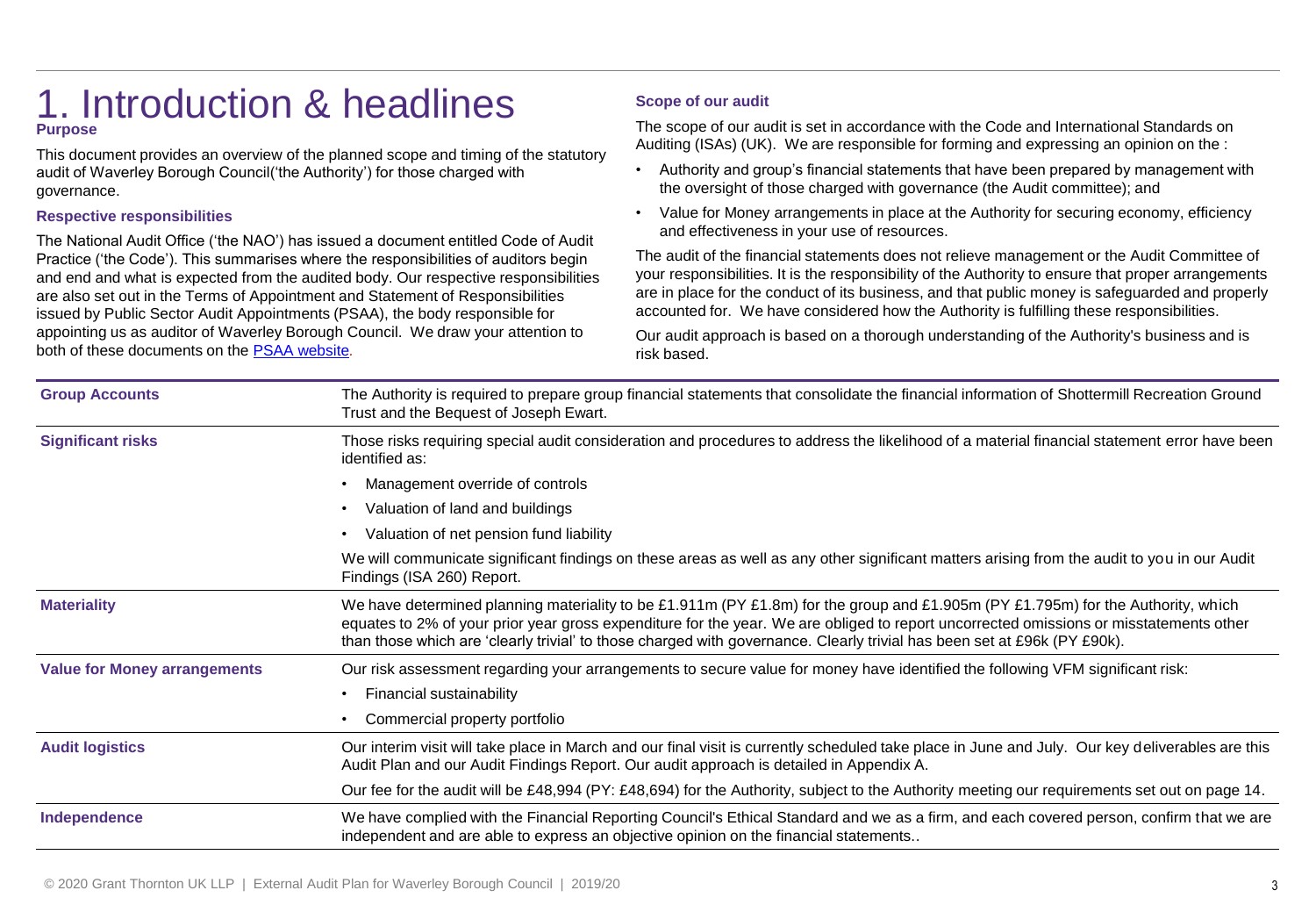# 1. Introduction & headlines

### Purpose

This document provides an overview of the planned scope and timing of the statutory audit of Waverley Borough Council('the Authority') for those charged with governance.

### Respective responsibilities

The National Audit Office ('the NAO') has issued a document entitled Code of Audit Practice ('the Code'). This summarises where the responsibilities of auditors begin and end and what is expected from the audited body. Our respective responsibilities are also set out in the Terms of Appointment and Statement of Responsibilities issued by Public Sector Audit Appointments (PSAA), the body responsible for appointing us as auditor of Waverley Borough Council. We draw your attention to both of these documents on the PSAA website.

### Scope of our audit

The scope of our audit is set in accordance with the Code and International Standards on Auditing (ISAs) (UK). We are responsible for forming and expressing an opinion on the :

- Authority and group's financial statements that have been prepared by management with the oversight of those charged with governance (the Audit committee); and
- Value for Money arrangements in place at the Authority for securing economy, efficiency and effectiveness in your use of resources.

The audit of the financial statements does not relieve management or the Audit Committee of your responsibilities. It is the responsibility of the Authority to ensure that proper arrangements are in place for the conduct of its business, and that public money is safeguarded and properly accounted for. We have considered how the Authority is fulfilling these responsibilities.

Our audit approach is based on a thorough understanding of the Authority's business and is risk based.

| | |
|---|---|
| **Group Accounts** | The Authority is required to prepare group financial statements that consolidate the financial information of Shottermill Recreation Ground Trust and the Bequest of Joseph Ewart. |
| **Significant risks** | Those risks requiring special audit consideration and procedures to address the likelihood of a material financial statement error have been identified as:<br>• Management override of controls<br>• Valuation of land and buildings<br>• Valuation of net pension fund liability<br>We will communicate significant findings on these areas as well as any other significant matters arising from the audit to you in our Audit Findings (ISA 260) Report. |
| **Materiality** | We have determined planning materiality to be £1.911m (PY £1.8m) for the group and £1.905m (PY £1.795m) for the Authority, which equates to 2% of your prior year gross expenditure for the year. We are obliged to report uncorrected omissions or misstatements other than those which are 'clearly trivial' to those charged with governance. Clearly trivial has been set at £96k (PY £90k). |
| **Value for Money arrangements** | Our risk assessment regarding your arrangements to secure value for money have identified the following VFM significant risk:<br>• Financial sustainability<br>• Commercial property portfolio |
| **Audit logistics** | Our interim visit will take place in March and our final visit is currently scheduled take place in June and July. Our key deliverables are this Audit Plan and our Audit Findings Report. Our audit approach is detailed in Appendix A.<br>Our fee for the audit will be £48,994 (PY: £48,694) for the Authority, subject to the Authority meeting our requirements set out on page 14. |
| **Independence** | We have complied with the Financial Reporting Council's Ethical Standard and we as a firm, and each covered person, confirm that we are independent and are able to express an objective opinion on the financial statements.. |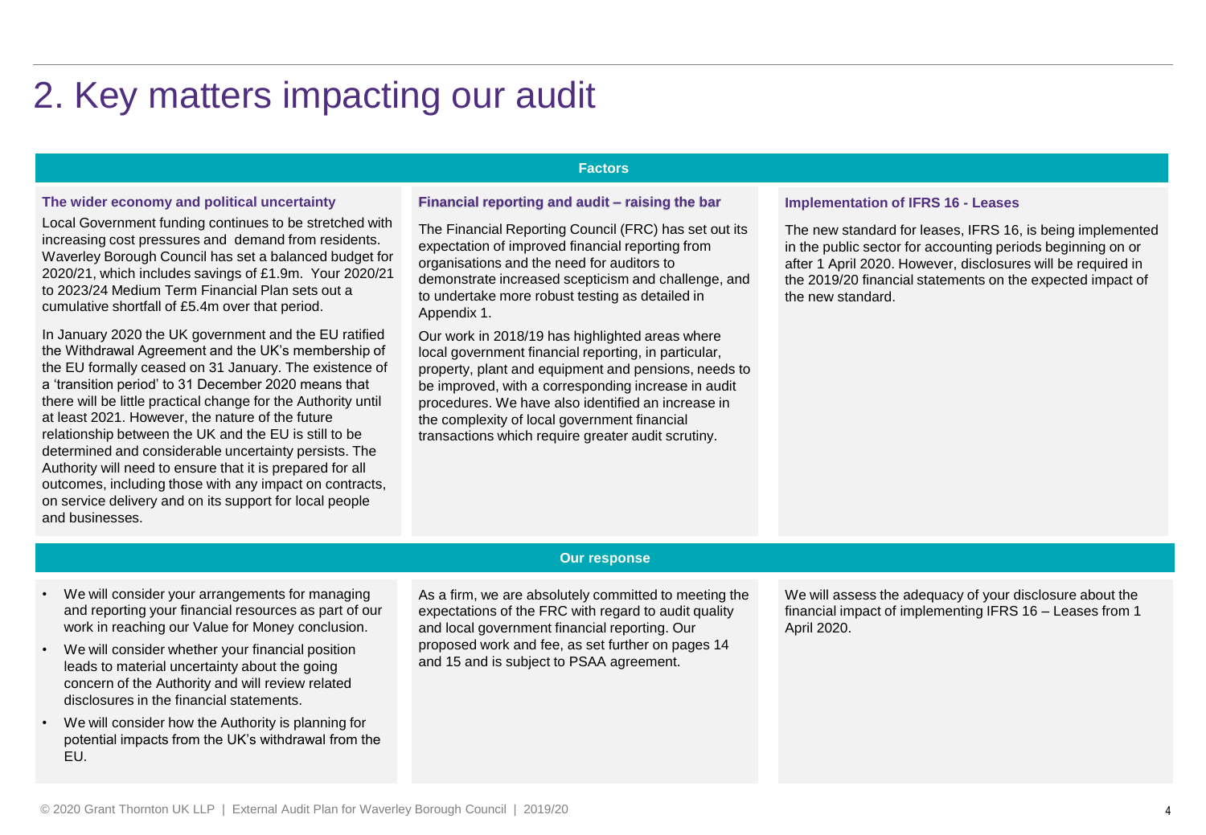# 2. Key matters impacting our audit

## Factors

### The wider economy and political uncertainty

Local Government funding continues to be stretched with increasing cost pressures and demand from residents. Waverley Borough Council has set a balanced budget for 2020/21, which includes savings of £1.9m. Your 2020/21 to 2023/24 Medium Term Financial Plan sets out a cumulative shortfall of £5.4m over that period.

In January 2020 the UK government and the EU ratified the Withdrawal Agreement and the UK's membership of the EU formally ceased on 31 January. The existence of a 'transition period' to 31 December 2020 means that there will be little practical change for the Authority until at least 2021. However, the nature of the future relationship between the UK and the EU is still to be determined and considerable uncertainty persists. The Authority will need to ensure that it is prepared for all outcomes, including those with any impact on contracts, on service delivery and on its support for local people and businesses.

### Financial reporting and audit – raising the bar

The Financial Reporting Council (FRC) has set out its expectation of improved financial reporting from organisations and the need for auditors to demonstrate increased scepticism and challenge, and to undertake more robust testing as detailed in Appendix 1.

Our work in 2018/19 has highlighted areas where local government financial reporting, in particular, property, plant and equipment and pensions, needs to be improved, with a corresponding increase in audit procedures. We have also identified an increase in the complexity of local government financial transactions which require greater audit scrutiny.

### Implementation of IFRS 16 - Leases

The new standard for leases, IFRS 16, is being implemented in the public sector for accounting periods beginning on or after 1 April 2020. However, disclosures will be required in the 2019/20 financial statements on the expected impact of the new standard.

## Our response

**The wider economy and political uncertainty**

- We will consider your arrangements for managing and reporting your financial resources as part of our work in reaching our Value for Money conclusion.
- We will consider whether your financial position leads to material uncertainty about the going concern of the Authority and will review related disclosures in the financial statements.
- We will consider how the Authority is planning for potential impacts from the UK's withdrawal from the EU.

**Financial reporting and audit – raising the bar**

As a firm, we are absolutely committed to meeting the expectations of the FRC with regard to audit quality and local government financial reporting. Our proposed work and fee, as set further on pages 14 and 15 and is subject to PSAA agreement.

**Implementation of IFRS 16 - Leases**

We will assess the adequacy of your disclosure about the financial impact of implementing IFRS 16 – Leases from 1 April 2020.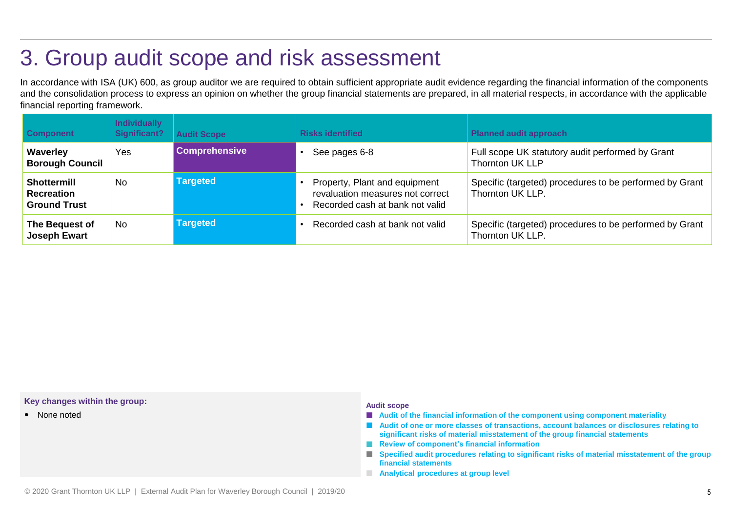# 3. Group audit scope and risk assessment

In accordance with ISA (UK) 600, as group auditor we are required to obtain sufficient appropriate audit evidence regarding the financial information of the components and the consolidation process to express an opinion on whether the group financial statements are prepared, in all material respects, in accordance with the applicable financial reporting framework.

| Component | Individually Significant? | Audit Scope | Risks identified | Planned audit approach |
|---|---|---|---|---|
| **Waverley Borough Council** | Yes | **Comprehensive** | • See pages 6-8 | Full scope UK statutory audit performed by Grant Thornton UK LLP |
| **Shottermill Recreation Ground Trust** | No | **Targeted** | • Property, Plant and equipment revaluation measures not correct<br>• Recorded cash at bank not valid | Specific (targeted) procedures to be performed by Grant Thornton UK LLP. |
| **The Bequest of Joseph Ewart** | No | **Targeted** | • Recorded cash at bank not valid | Specific (targeted) procedures to be performed by Grant Thornton UK LLP. |

**Key changes within the group:**

- None noted

**Audit scope**

- **Audit of the financial information of the component using component materiality**
- **Audit of one or more classes of transactions, account balances or disclosures relating to significant risks of material misstatement of the group financial statements**
- **Review of component's financial information**
- **Specified audit procedures relating to significant risks of material misstatement of the group financial statements**
- **Analytical procedures at group level**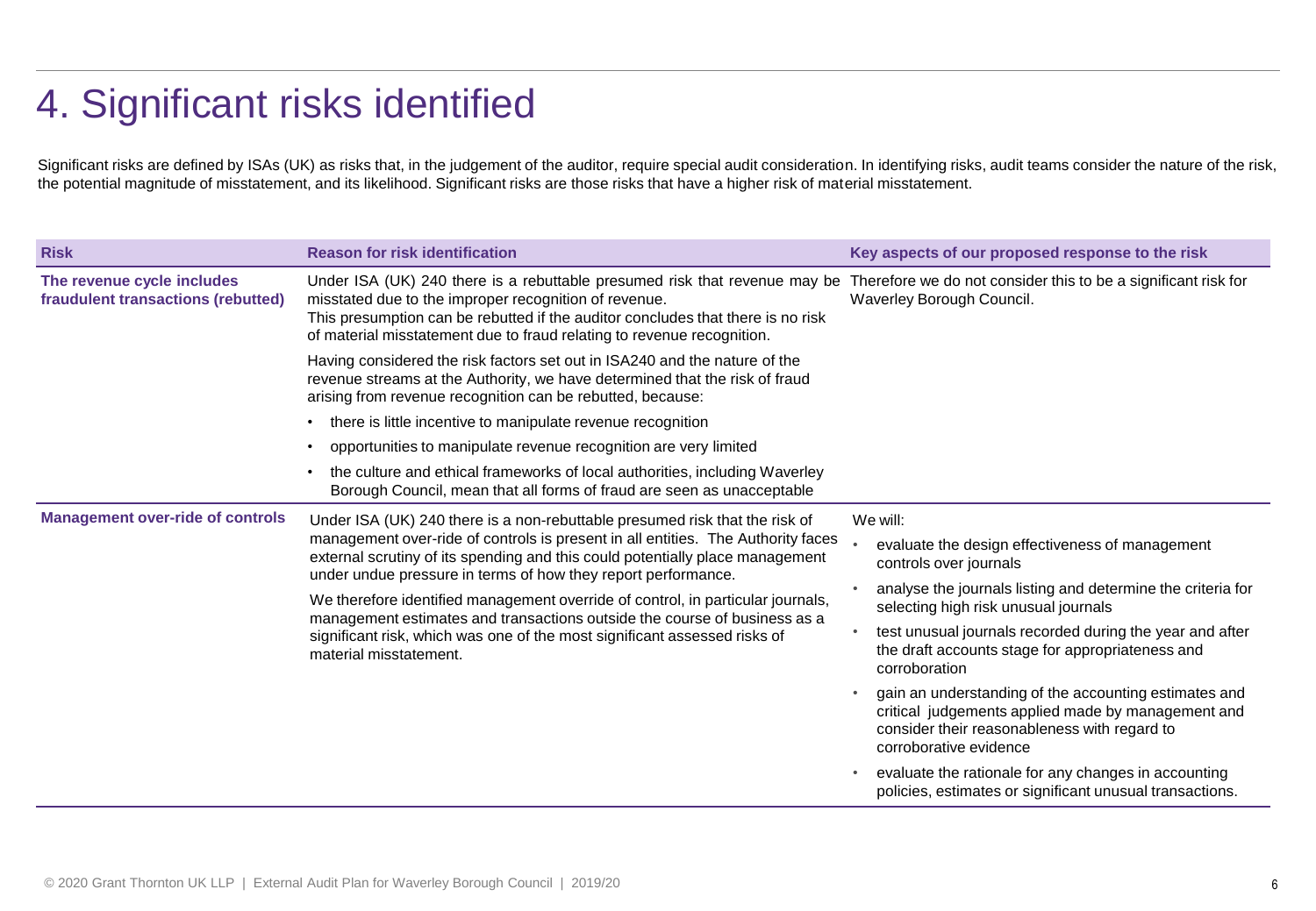# 4. Significant risks identified

Significant risks are defined by ISAs (UK) as risks that, in the judgement of the auditor, require special audit consideration. In identifying risks, audit teams consider the nature of the risk, the potential magnitude of misstatement, and its likelihood. Significant risks are those risks that have a higher risk of material misstatement.

| Risk | Reason for risk identification | Key aspects of our proposed response to the risk |
|---|---|---|
| **The revenue cycle includes fraudulent transactions (rebutted)** | Under ISA (UK) 240 there is a rebuttable presumed risk that revenue may be misstated due to the improper recognition of revenue.<br>This presumption can be rebutted if the auditor concludes that there is no risk of material misstatement due to fraud relating to revenue recognition.<br><br>Having considered the risk factors set out in ISA240 and the nature of the revenue streams at the Authority, we have determined that the risk of fraud arising from revenue recognition can be rebutted, because:<br>• there is little incentive to manipulate revenue recognition<br>• opportunities to manipulate revenue recognition are very limited<br>• the culture and ethical frameworks of local authorities, including Waverley Borough Council, mean that all forms of fraud are seen as unacceptable | Therefore we do not consider this to be a significant risk for Waverley Borough Council. |
| **Management over-ride of controls** | Under ISA (UK) 240 there is a non-rebuttable presumed risk that the risk of management over-ride of controls is present in all entities. The Authority faces external scrutiny of its spending and this could potentially place management under undue pressure in terms of how they report performance.<br><br>We therefore identified management override of control, in particular journals, management estimates and transactions outside the course of business as a significant risk, which was one of the most significant assessed risks of material misstatement. | We will:<br>• evaluate the design effectiveness of management controls over journals<br>• analyse the journals listing and determine the criteria for selecting high risk unusual journals<br>• test unusual journals recorded during the year and after the draft accounts stage for appropriateness and corroboration<br>• gain an understanding of the accounting estimates and critical judgements applied made by management and consider their reasonableness with regard to corroborative evidence<br>• evaluate the rationale for any changes in accounting policies, estimates or significant unusual transactions. |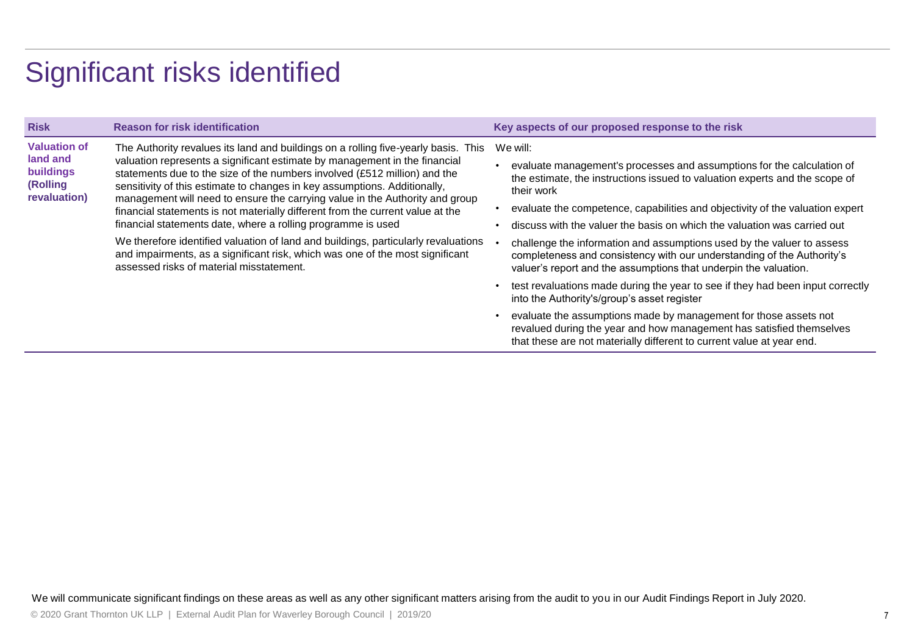# Significant risks identified

| Risk | Reason for risk identification | Key aspects of our proposed response to the risk |
|---|---|---|
| **Valuation of land and buildings (Rolling revaluation)** | The Authority revalues its land and buildings on a rolling five-yearly basis. This valuation represents a significant estimate by management in the financial statements due to the size of the numbers involved (£512 million) and the sensitivity of this estimate to changes in key assumptions. Additionally, management will need to ensure the carrying value in the Authority and group financial statements is not materially different from the current value at the financial statements date, where a rolling programme is used<br><br>We therefore identified valuation of land and buildings, particularly revaluations and impairments, as a significant risk, which was one of the most significant assessed risks of material misstatement. | We will:<br>• evaluate management's processes and assumptions for the calculation of the estimate, the instructions issued to valuation experts and the scope of their work<br>• evaluate the competence, capabilities and objectivity of the valuation expert<br>• discuss with the valuer the basis on which the valuation was carried out<br>• challenge the information and assumptions used by the valuer to assess completeness and consistency with our understanding of the Authority's valuer's report and the assumptions that underpin the valuation.<br>• test revaluations made during the year to see if they had been input correctly into the Authority's/group's asset register<br>• evaluate the assumptions made by management for those assets not revalued during the year and how management has satisfied themselves that these are not materially different to current value at year end. |

We will communicate significant findings on these areas as well as any other significant matters arising from the audit to you in our Audit Findings Report in July 2020.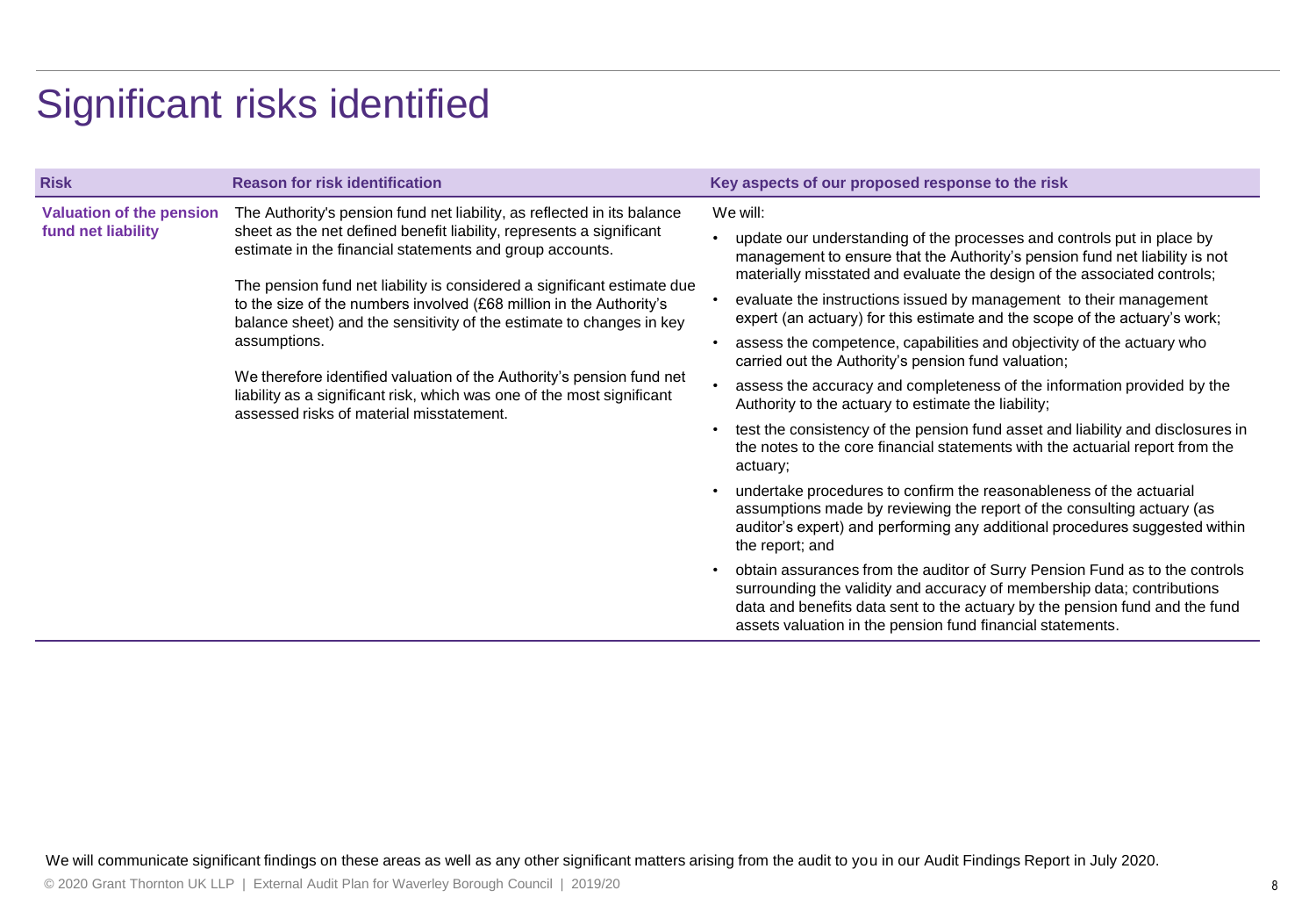# Significant risks identified

| Risk | Reason for risk identification | Key aspects of our proposed response to the risk |
| --- | --- | --- |
| **Valuation of the pension fund net liability** | The Authority's pension fund net liability, as reflected in its balance sheet as the net defined benefit liability, represents a significant estimate in the financial statements and group accounts.<br><br>The pension fund net liability is considered a significant estimate due to the size of the numbers involved (£68 million in the Authority's balance sheet) and the sensitivity of the estimate to changes in key assumptions.<br><br>We therefore identified valuation of the Authority's pension fund net liability as a significant risk, which was one of the most significant assessed risks of material misstatement. | We will:<br>• update our understanding of the processes and controls put in place by management to ensure that the Authority's pension fund net liability is not materially misstated and evaluate the design of the associated controls;<br>• evaluate the instructions issued by management to their management expert (an actuary) for this estimate and the scope of the actuary's work;<br>• assess the competence, capabilities and objectivity of the actuary who carried out the Authority's pension fund valuation;<br>• assess the accuracy and completeness of the information provided by the Authority to the actuary to estimate the liability;<br>• test the consistency of the pension fund asset and liability and disclosures in the notes to the core financial statements with the actuarial report from the actuary;<br>• undertake procedures to confirm the reasonableness of the actuarial assumptions made by reviewing the report of the consulting actuary (as auditor's expert) and performing any additional procedures suggested within the report; and<br>• obtain assurances from the auditor of Surry Pension Fund as to the controls surrounding the validity and accuracy of membership data; contributions data and benefits data sent to the actuary by the pension fund and the fund assets valuation in the pension fund financial statements. |

We will communicate significant findings on these areas as well as any other significant matters arising from the audit to you in our Audit Findings Report in July 2020.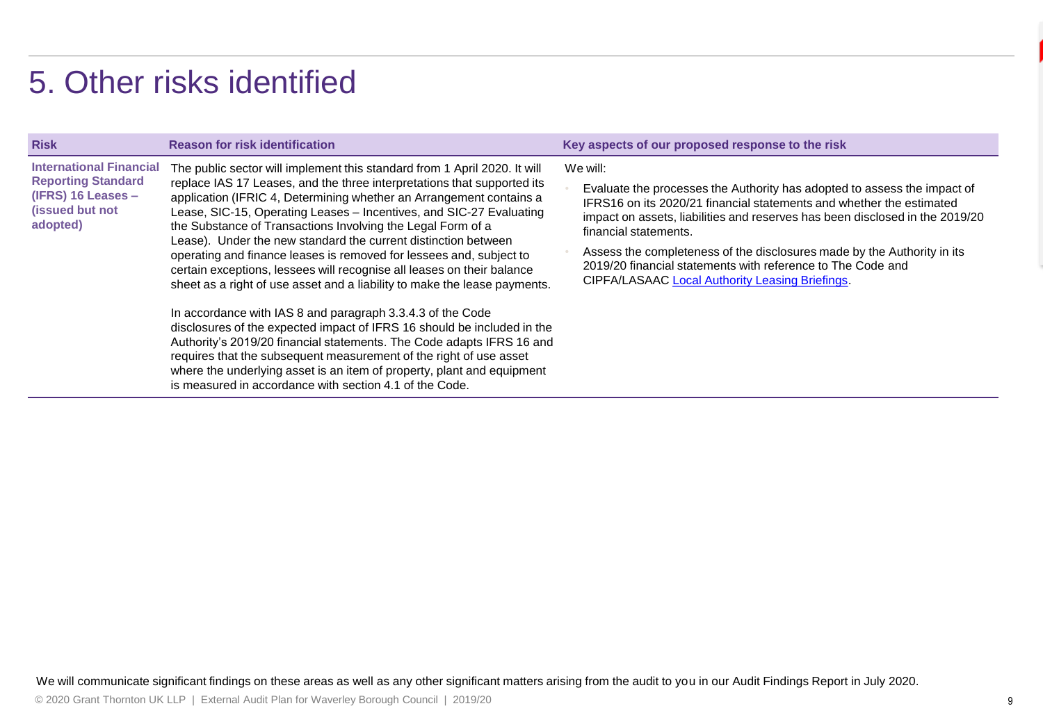# 5. Other risks identified

| Risk | Reason for risk identification | Key aspects of our proposed response to the risk |
|---|---|---|
| **International Financial Reporting Standard (IFRS) 16 Leases – (issued but not adopted)** | The public sector will implement this standard from 1 April 2020. It will replace IAS 17 Leases, and the three interpretations that supported its application (IFRIC 4, Determining whether an Arrangement contains a Lease, SIC-15, Operating Leases – Incentives, and SIC-27 Evaluating the Substance of Transactions Involving the Legal Form of a Lease). Under the new standard the current distinction between operating and finance leases is removed for lessees and, subject to certain exceptions, lessees will recognise all leases on their balance sheet as a right of use asset and a liability to make the lease payments.<br><br>In accordance with IAS 8 and paragraph 3.3.4.3 of the Code disclosures of the expected impact of IFRS 16 should be included in the Authority's 2019/20 financial statements. The Code adapts IFRS 16 and requires that the subsequent measurement of the right of use asset where the underlying asset is an item of property, plant and equipment is measured in accordance with section 4.1 of the Code. | We will:<br><br>• Evaluate the processes the Authority has adopted to assess the impact of IFRS16 on its 2020/21 financial statements and whether the estimated impact on assets, liabilities and reserves has been disclosed in the 2019/20 financial statements.<br><br>• Assess the completeness of the disclosures made by the Authority in its 2019/20 financial statements with reference to The Code and CIPFA/LASAAC Local Authority Leasing Briefings. |

We will communicate significant findings on these areas as well as any other significant matters arising from the audit to you in our Audit Findings Report in July 2020.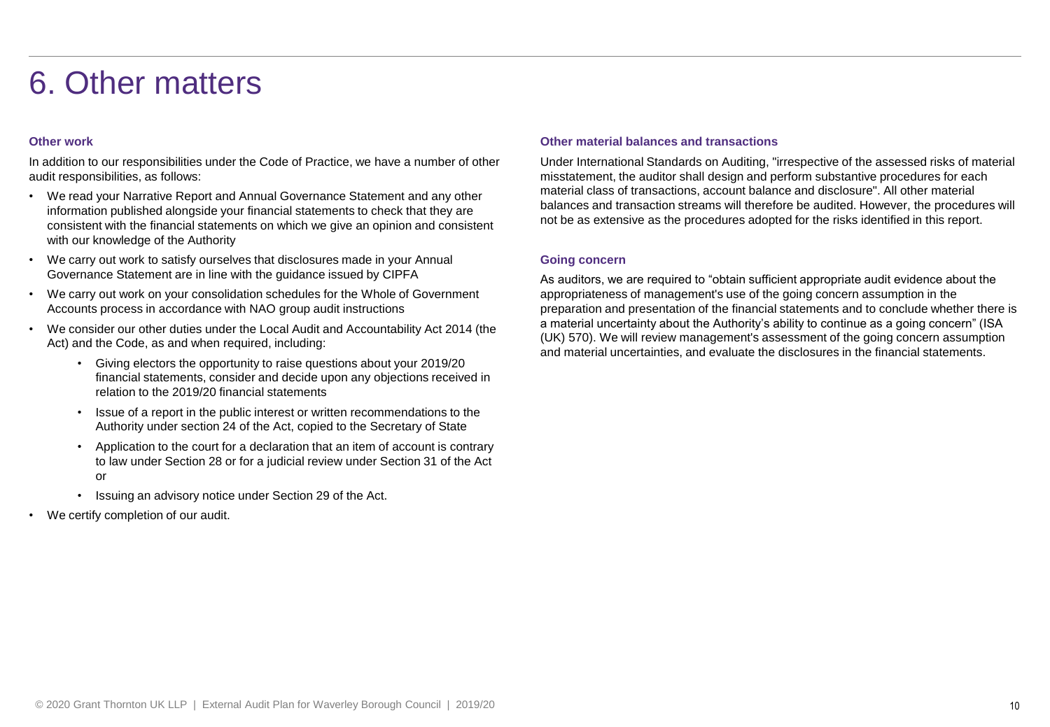# 6. Other matters

### Other work

In addition to our responsibilities under the Code of Practice, we have a number of other audit responsibilities, as follows:

- We read your Narrative Report and Annual Governance Statement and any other information published alongside your financial statements to check that they are consistent with the financial statements on which we give an opinion and consistent with our knowledge of the Authority
- We carry out work to satisfy ourselves that disclosures made in your Annual Governance Statement are in line with the guidance issued by CIPFA
- We carry out work on your consolidation schedules for the Whole of Government Accounts process in accordance with NAO group audit instructions
- We consider our other duties under the Local Audit and Accountability Act 2014 (the Act) and the Code, as and when required, including:
    - Giving electors the opportunity to raise questions about your 2019/20 financial statements, consider and decide upon any objections received in relation to the 2019/20 financial statements
    - Issue of a report in the public interest or written recommendations to the Authority under section 24 of the Act, copied to the Secretary of State
    - Application to the court for a declaration that an item of account is contrary to law under Section 28 or for a judicial review under Section 31 of the Act or
    - Issuing an advisory notice under Section 29 of the Act.
- We certify completion of our audit.

### Other material balances and transactions

Under International Standards on Auditing, "irrespective of the assessed risks of material misstatement, the auditor shall design and perform substantive procedures for each material class of transactions, account balance and disclosure". All other material balances and transaction streams will therefore be audited. However, the procedures will not be as extensive as the procedures adopted for the risks identified in this report.

### Going concern

As auditors, we are required to "obtain sufficient appropriate audit evidence about the appropriateness of management's use of the going concern assumption in the preparation and presentation of the financial statements and to conclude whether there is a material uncertainty about the Authority's ability to continue as a going concern" (ISA (UK) 570). We will review management's assessment of the going concern assumption and material uncertainties, and evaluate the disclosures in the financial statements.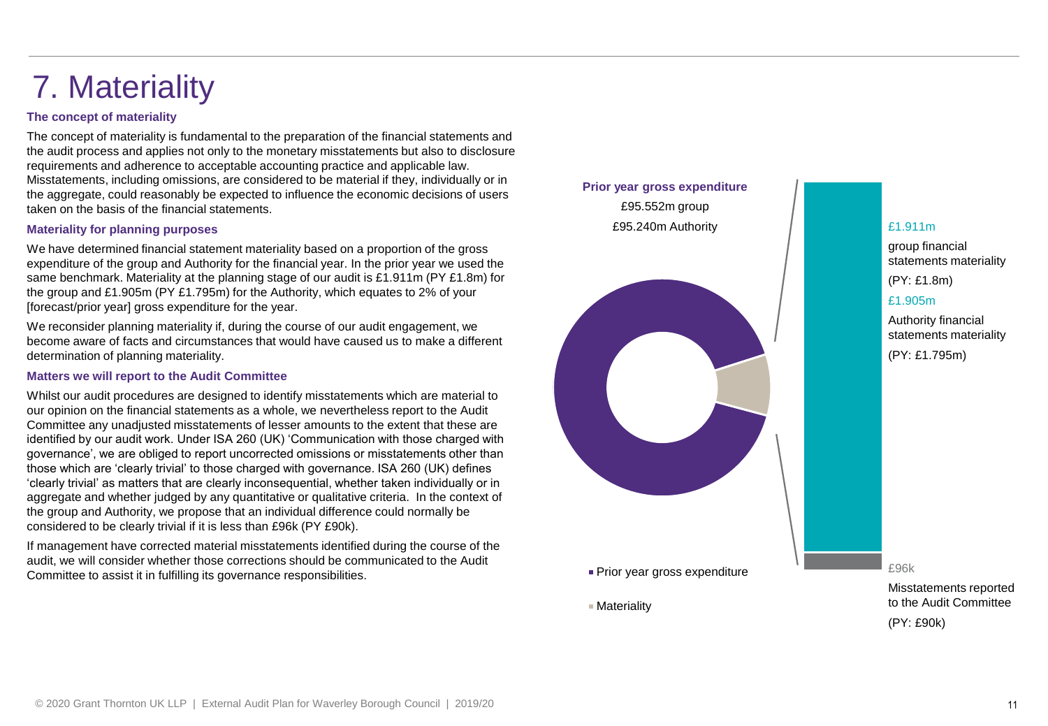# 7. Materiality

### The concept of materiality

The concept of materiality is fundamental to the preparation of the financial statements and the audit process and applies not only to the monetary misstatements but also to disclosure requirements and adherence to acceptable accounting practice and applicable law. Misstatements, including omissions, are considered to be material if they, individually or in the aggregate, could reasonably be expected to influence the economic decisions of users taken on the basis of the financial statements.

### Materiality for planning purposes

We have determined financial statement materiality based on a proportion of the gross expenditure of the group and Authority for the financial year. In the prior year we used the same benchmark. Materiality at the planning stage of our audit is £1.911m (PY £1.8m) for the group and £1.905m (PY £1.795m) for the Authority, which equates to 2% of your [forecast/prior year] gross expenditure for the year.

We reconsider planning materiality if, during the course of our audit engagement, we become aware of facts and circumstances that would have caused us to make a different determination of planning materiality.

### Matters we will report to the Audit Committee

Whilst our audit procedures are designed to identify misstatements which are material to our opinion on the financial statements as a whole, we nevertheless report to the Audit Committee any unadjusted misstatements of lesser amounts to the extent that these are identified by our audit work. Under ISA 260 (UK) 'Communication with those charged with governance', we are obliged to report uncorrected omissions or misstatements other than those which are 'clearly trivial' to those charged with governance. ISA 260 (UK) defines 'clearly trivial' as matters that are clearly inconsequential, whether taken individually or in aggregate and whether judged by any quantitative or qualitative criteria. In the context of the group and Authority, we propose that an individual difference could normally be considered to be clearly trivial if it is less than £96k (PY £90k).

If management have corrected material misstatements identified during the course of the audit, we will consider whether those corrections should be communicated to the Audit Committee to assist it in fulfilling its governance responsibilities.

**Prior year gross expenditure**

£95.552m group

£95.240m Authority

- Prior year gross expenditure
- Materiality

£1.911m

group financial statements materiality

(PY: £1.8m)

£1.905m

Authority financial statements materiality

(PY: £1.795m)

£96k

Misstatements reported to the Audit Committee

(PY: £90k)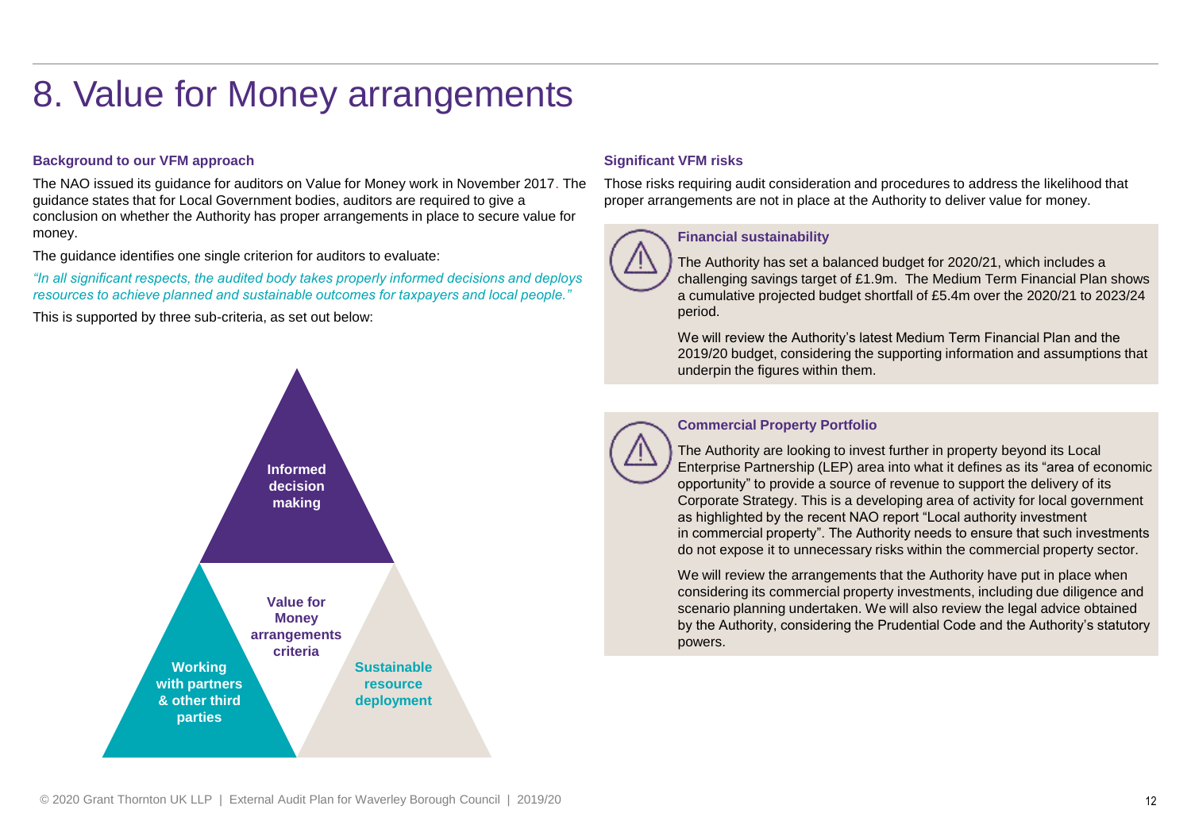# 8. Value for Money arrangements

### Background to our VFM approach

The NAO issued its guidance for auditors on Value for Money work in November 2017. The guidance states that for Local Government bodies, auditors are required to give a conclusion on whether the Authority has proper arrangements in place to secure value for money.

The guidance identifies one single criterion for auditors to evaluate:

*"In all significant respects, the audited body takes properly informed decisions and deploys resources to achieve planned and sustainable outcomes for taxpayers and local people."*

This is supported by three sub-criteria, as set out below:

**Value for Money arrangements criteria**

- **Informed decision making**
- **Working with partners & other third parties**
- **Sustainable resource deployment**

### Significant VFM risks

Those risks requiring audit consideration and procedures to address the likelihood that proper arrangements are not in place at the Authority to deliver value for money.

#### Financial sustainability

The Authority has set a balanced budget for 2020/21, which includes a challenging savings target of £1.9m. The Medium Term Financial Plan shows a cumulative projected budget shortfall of £5.4m over the 2020/21 to 2023/24 period.

We will review the Authority's latest Medium Term Financial Plan and the 2019/20 budget, considering the supporting information and assumptions that underpin the figures within them.

#### Commercial Property Portfolio

The Authority are looking to invest further in property beyond its Local Enterprise Partnership (LEP) area into what it defines as its "area of economic opportunity" to provide a source of revenue to support the delivery of its Corporate Strategy. This is a developing area of activity for local government as highlighted by the recent NAO report "Local authority investment in commercial property". The Authority needs to ensure that such investments do not expose it to unnecessary risks within the commercial property sector.

We will review the arrangements that the Authority have put in place when considering its commercial property investments, including due diligence and scenario planning undertaken. We will also review the legal advice obtained by the Authority, considering the Prudential Code and the Authority's statutory powers.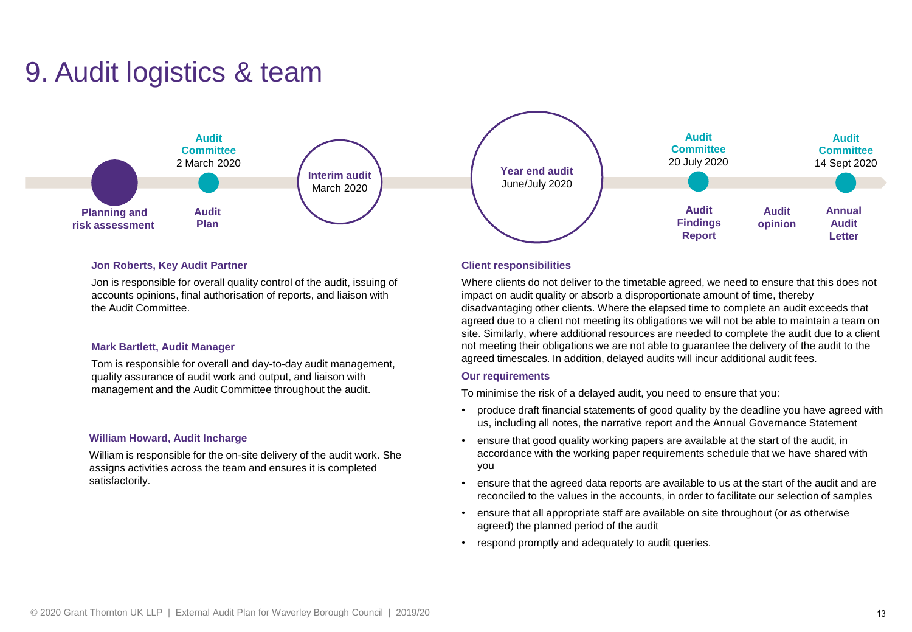# 9. Audit logistics & team

- **Planning and risk assessment**
- **Audit Committee** 2 March 2020 — **Audit Plan**
- **Interim audit** March 2020
- **Year end audit** June/July 2020
- **Audit Committee** 20 July 2020 — **Audit Findings Report**
- **Audit opinion**
- **Audit Committee** 14 Sept 2020 — **Annual Audit Letter**

**Jon Roberts, Key Audit Partner**

Jon is responsible for overall quality control of the audit, issuing of accounts opinions, final authorisation of reports, and liaison with the Audit Committee.

**Mark Bartlett, Audit Manager**

Tom is responsible for overall and day-to-day audit management, quality assurance of audit work and output, and liaison with management and the Audit Committee throughout the audit.

**William Howard, Audit Incharge**

William is responsible for the on-site delivery of the audit work. She assigns activities across the team and ensures it is completed satisfactorily.

**Client responsibilities**

Where clients do not deliver to the timetable agreed, we need to ensure that this does not impact on audit quality or absorb a disproportionate amount of time, thereby disadvantaging other clients. Where the elapsed time to complete an audit exceeds that agreed due to a client not meeting its obligations we will not be able to maintain a team on site. Similarly, where additional resources are needed to complete the audit due to a client not meeting their obligations we are not able to guarantee the delivery of the audit to the agreed timescales. In addition, delayed audits will incur additional audit fees.

**Our requirements**

To minimise the risk of a delayed audit, you need to ensure that you:

- produce draft financial statements of good quality by the deadline you have agreed with us, including all notes, the narrative report and the Annual Governance Statement
- ensure that good quality working papers are available at the start of the audit, in accordance with the working paper requirements schedule that we have shared with you
- ensure that the agreed data reports are available to us at the start of the audit and are reconciled to the values in the accounts, in order to facilitate our selection of samples
- ensure that all appropriate staff are available on site throughout (or as otherwise agreed) the planned period of the audit
- respond promptly and adequately to audit queries.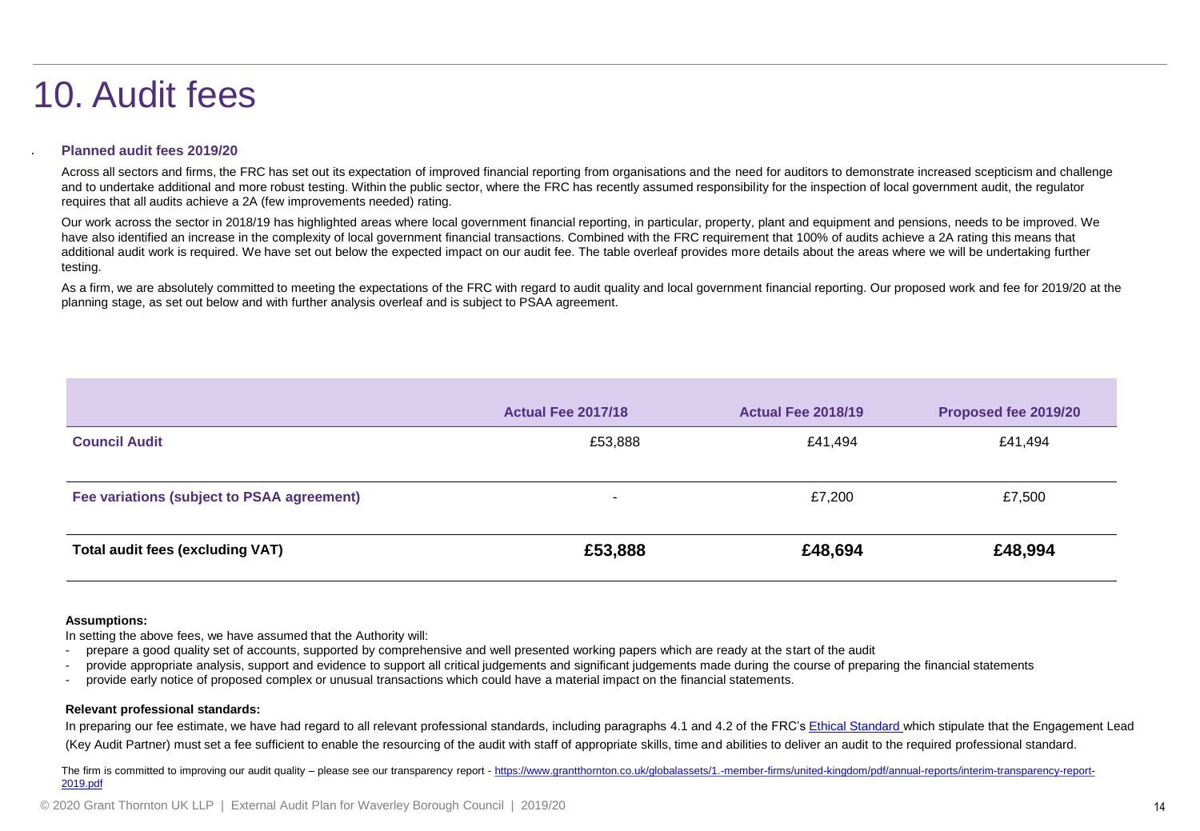# 10. Audit fees

### Planned audit fees 2019/20

Across all sectors and firms, the FRC has set out its expectation of improved financial reporting from organisations and the need for auditors to demonstrate increased scepticism and challenge and to undertake additional and more robust testing. Within the public sector, where the FRC has recently assumed responsibility for the inspection of local government audit, the regulator requires that all audits achieve a 2A (few improvements needed) rating.

Our work across the sector in 2018/19 has highlighted areas where local government financial reporting, in particular, property, plant and equipment and pensions, needs to be improved. We have also identified an increase in the complexity of local government financial transactions. Combined with the FRC requirement that 100% of audits achieve a 2A rating this means that additional audit work is required. We have set out below the expected impact on our audit fee. The table overleaf provides more details about the areas where we will be undertaking further testing.

As a firm, we are absolutely committed to meeting the expectations of the FRC with regard to audit quality and local government financial reporting. Our proposed work and fee for 2019/20 at the planning stage, as set out below and with further analysis overleaf and is subject to PSAA agreement.

| | Actual Fee 2017/18 | Actual Fee 2018/19 | Proposed fee 2019/20 |
|---|---|---|---|
| **Council Audit** | £53,888 | £41,494 | £41,494 |
| **Fee variations (subject to PSAA agreement)** | - | £7,200 | £7,500 |
| **Total audit fees (excluding VAT)** | **£53,888** | **£48,694** | **£48,994** |

**Assumptions:**

In setting the above fees, we have assumed that the Authority will:

- prepare a good quality set of accounts, supported by comprehensive and well presented working papers which are ready at the start of the audit
- provide appropriate analysis, support and evidence to support all critical judgements and significant judgements made during the course of preparing the financial statements
- provide early notice of proposed complex or unusual transactions which could have a material impact on the financial statements.

**Relevant professional standards:**

In preparing our fee estimate, we have had regard to all relevant professional standards, including paragraphs 4.1 and 4.2 of the FRC's Ethical Standard which stipulate that the Engagement Lead (Key Audit Partner) must set a fee sufficient to enable the resourcing of the audit with staff of appropriate skills, time and abilities to deliver an audit to the required professional standard.

The firm is committed to improving our audit quality – please see our transparency report - https://www.grantthornton.co.uk/globalassets/1.-member-firms/united-kingdom/pdf/annual-reports/interim-transparency-report-2019.pdf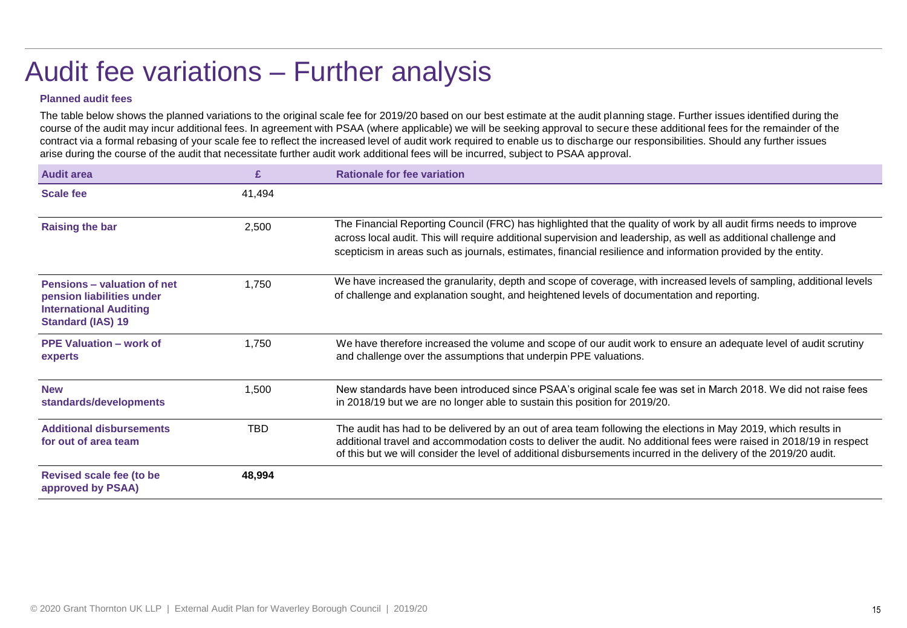# Audit fee variations – Further analysis

**Planned audit fees**

The table below shows the planned variations to the original scale fee for 2019/20 based on our best estimate at the audit planning stage. Further issues identified during the course of the audit may incur additional fees. In agreement with PSAA (where applicable) we will be seeking approval to secure these additional fees for the remainder of the contract via a formal rebasing of your scale fee to reflect the increased level of audit work required to enable us to discharge our responsibilities. Should any further issues arise during the course of the audit that necessitate further audit work additional fees will be incurred, subject to PSAA approval.

| Audit area | £ | Rationale for fee variation |
| --- | --- | --- |
| **Scale fee** | 41,494 | |
| **Raising the bar** | 2,500 | The Financial Reporting Council (FRC) has highlighted that the quality of work by all audit firms needs to improve across local audit. This will require additional supervision and leadership, as well as additional challenge and scepticism in areas such as journals, estimates, financial resilience and information provided by the entity. |
| **Pensions – valuation of net pension liabilities under International Auditing Standard (IAS) 19** | 1,750 | We have increased the granularity, depth and scope of coverage, with increased levels of sampling, additional levels of challenge and explanation sought, and heightened levels of documentation and reporting. |
| **PPE Valuation – work of experts** | 1,750 | We have therefore increased the volume and scope of our audit work to ensure an adequate level of audit scrutiny and challenge over the assumptions that underpin PPE valuations. |
| **New standards/developments** | 1,500 | New standards have been introduced since PSAA's original scale fee was set in March 2018. We did not raise fees in 2018/19 but we are no longer able to sustain this position for 2019/20. |
| **Additional disbursements for out of area team** | TBD | The audit has had to be delivered by an out of area team following the elections in May 2019, which results in additional travel and accommodation costs to deliver the audit. No additional fees were raised in 2018/19 in respect of this but we will consider the level of additional disbursements incurred in the delivery of the 2019/20 audit. |
| **Revised scale fee (to be approved by PSAA)** | **48,994** | |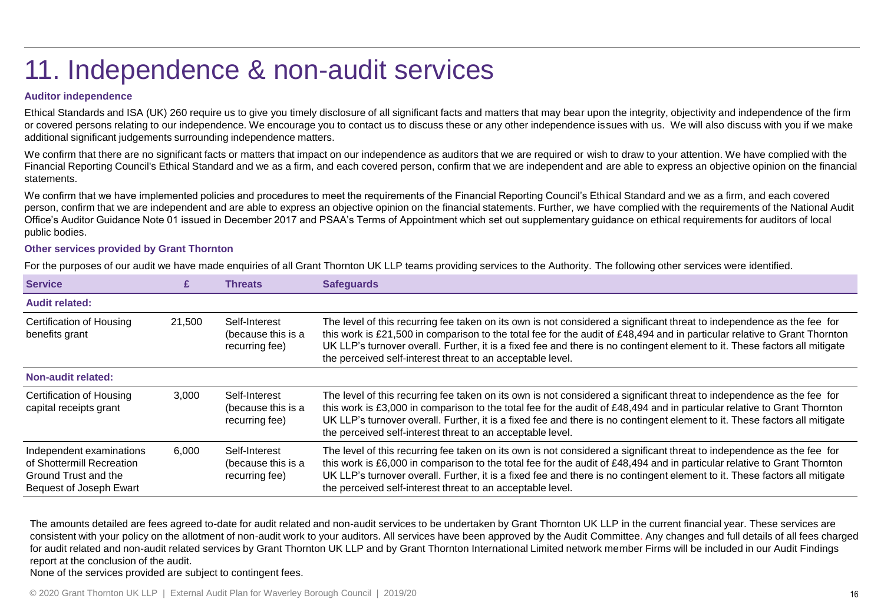# 11. Independence & non-audit services

### Auditor independence

Ethical Standards and ISA (UK) 260 require us to give you timely disclosure of all significant facts and matters that may bear upon the integrity, objectivity and independence of the firm or covered persons relating to our independence. We encourage you to contact us to discuss these or any other independence issues with us. We will also discuss with you if we make additional significant judgements surrounding independence matters.

We confirm that there are no significant facts or matters that impact on our independence as auditors that we are required or wish to draw to your attention. We have complied with the Financial Reporting Council's Ethical Standard and we as a firm, and each covered person, confirm that we are independent and are able to express an objective opinion on the financial statements.

We confirm that we have implemented policies and procedures to meet the requirements of the Financial Reporting Council's Ethical Standard and we as a firm, and each covered person, confirm that we are independent and are able to express an objective opinion on the financial statements. Further, we have complied with the requirements of the National Audit Office's Auditor Guidance Note 01 issued in December 2017 and PSAA's Terms of Appointment which set out supplementary guidance on ethical requirements for auditors of local public bodies.

### Other services provided by Grant Thornton

For the purposes of our audit we have made enquiries of all Grant Thornton UK LLP teams providing services to the Authority. The following other services were identified.

| Service | £ | Threats | Safeguards |
|---|---|---|---|
| **Audit related:** | | | |
| Certification of Housing benefits grant | 21,500 | Self-Interest (because this is a recurring fee) | The level of this recurring fee taken on its own is not considered a significant threat to independence as the fee for this work is £21,500 in comparison to the total fee for the audit of £48,494 and in particular relative to Grant Thornton UK LLP's turnover overall. Further, it is a fixed fee and there is no contingent element to it. These factors all mitigate the perceived self-interest threat to an acceptable level. |
| **Non-audit related:** | | | |
| Certification of Housing capital receipts grant | 3,000 | Self-Interest (because this is a recurring fee) | The level of this recurring fee taken on its own is not considered a significant threat to independence as the fee for this work is £3,000 in comparison to the total fee for the audit of £48,494 and in particular relative to Grant Thornton UK LLP's turnover overall. Further, it is a fixed fee and there is no contingent element to it. These factors all mitigate the perceived self-interest threat to an acceptable level. |
| Independent examinations of Shottermill Recreation Ground Trust and the Bequest of Joseph Ewart | 6,000 | Self-Interest (because this is a recurring fee) | The level of this recurring fee taken on its own is not considered a significant threat to independence as the fee for this work is £6,000 in comparison to the total fee for the audit of £48,494 and in particular relative to Grant Thornton UK LLP's turnover overall. Further, it is a fixed fee and there is no contingent element to it. These factors all mitigate the perceived self-interest threat to an acceptable level. |

The amounts detailed are fees agreed to-date for audit related and non-audit services to be undertaken by Grant Thornton UK LLP in the current financial year. These services are consistent with your policy on the allotment of non-audit work to your auditors. All services have been approved by the Audit Committee. Any changes and full details of all fees charged for audit related and non-audit related services by Grant Thornton UK LLP and by Grant Thornton International Limited network member Firms will be included in our Audit Findings report at the conclusion of the audit.

None of the services provided are subject to contingent fees.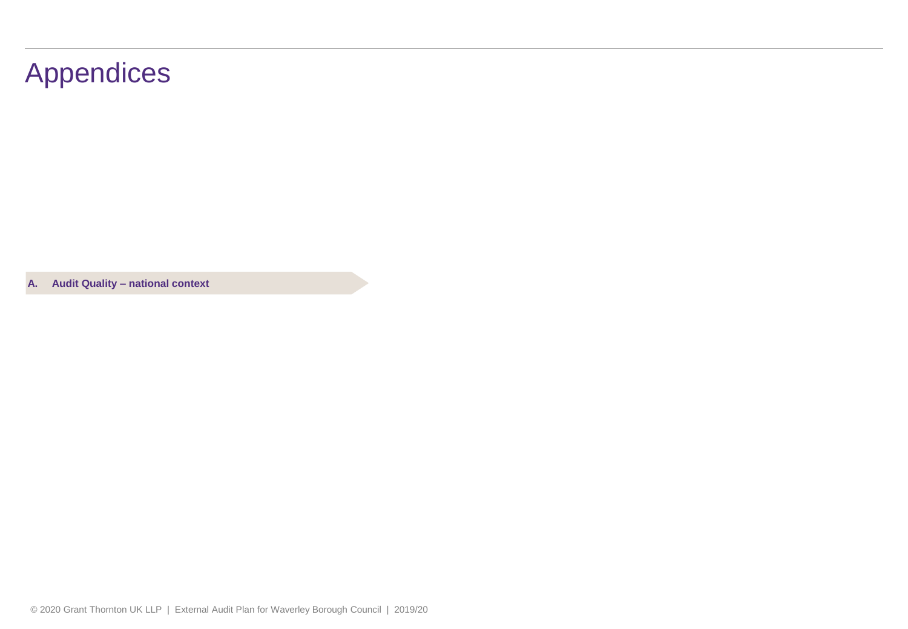# Appendices

**A. Audit Quality – national context**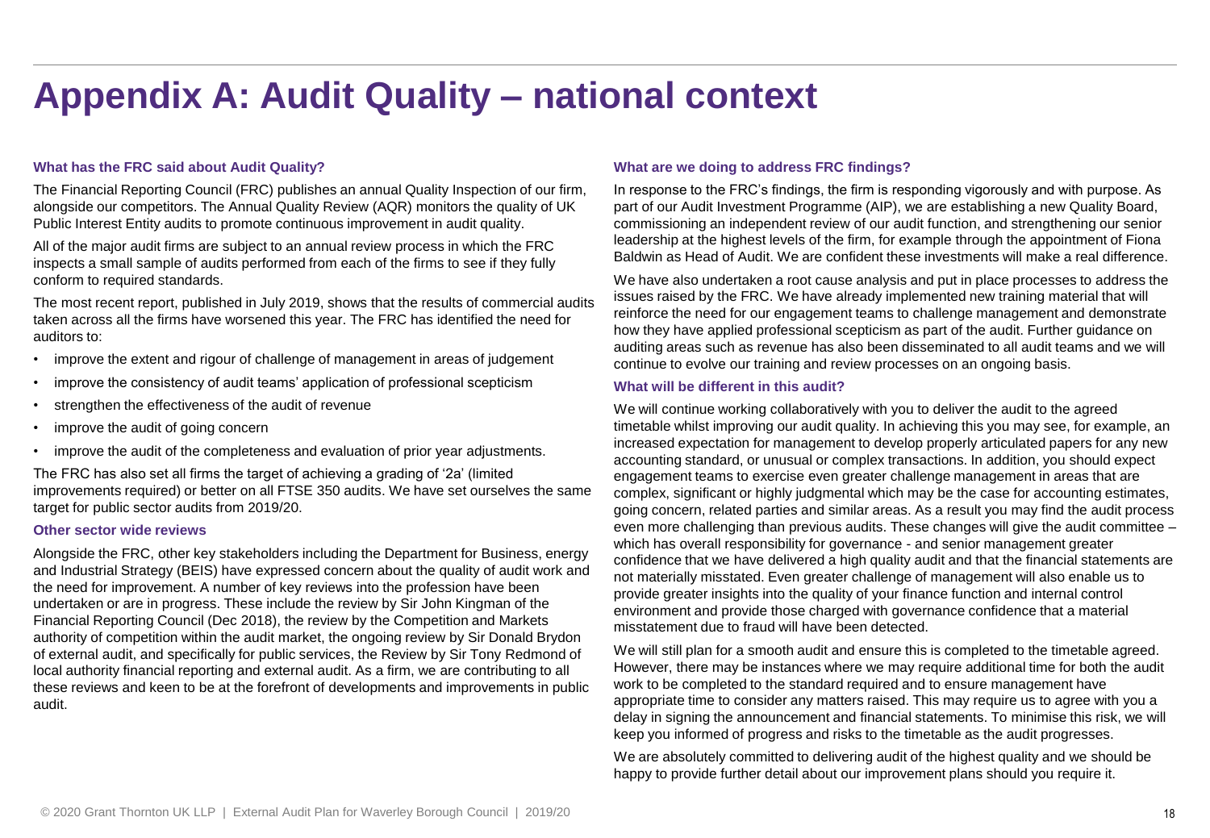# Appendix A: Audit Quality – national context

### What has the FRC said about Audit Quality?

The Financial Reporting Council (FRC) publishes an annual Quality Inspection of our firm, alongside our competitors. The Annual Quality Review (AQR) monitors the quality of UK Public Interest Entity audits to promote continuous improvement in audit quality.

All of the major audit firms are subject to an annual review process in which the FRC inspects a small sample of audits performed from each of the firms to see if they fully conform to required standards.

The most recent report, published in July 2019, shows that the results of commercial audits taken across all the firms have worsened this year. The FRC has identified the need for auditors to:

- improve the extent and rigour of challenge of management in areas of judgement
- improve the consistency of audit teams' application of professional scepticism
- strengthen the effectiveness of the audit of revenue
- improve the audit of going concern
- improve the audit of the completeness and evaluation of prior year adjustments.

The FRC has also set all firms the target of achieving a grading of '2a' (limited improvements required) or better on all FTSE 350 audits. We have set ourselves the same target for public sector audits from 2019/20.

### Other sector wide reviews

Alongside the FRC, other key stakeholders including the Department for Business, energy and Industrial Strategy (BEIS) have expressed concern about the quality of audit work and the need for improvement. A number of key reviews into the profession have been undertaken or are in progress. These include the review by Sir John Kingman of the Financial Reporting Council (Dec 2018), the review by the Competition and Markets authority of competition within the audit market, the ongoing review by Sir Donald Brydon of external audit, and specifically for public services, the Review by Sir Tony Redmond of local authority financial reporting and external audit. As a firm, we are contributing to all these reviews and keen to be at the forefront of developments and improvements in public audit.

### What are we doing to address FRC findings?

In response to the FRC's findings, the firm is responding vigorously and with purpose. As part of our Audit Investment Programme (AIP), we are establishing a new Quality Board, commissioning an independent review of our audit function, and strengthening our senior leadership at the highest levels of the firm, for example through the appointment of Fiona Baldwin as Head of Audit. We are confident these investments will make a real difference.

We have also undertaken a root cause analysis and put in place processes to address the issues raised by the FRC. We have already implemented new training material that will reinforce the need for our engagement teams to challenge management and demonstrate how they have applied professional scepticism as part of the audit. Further guidance on auditing areas such as revenue has also been disseminated to all audit teams and we will continue to evolve our training and review processes on an ongoing basis.

### What will be different in this audit?

We will continue working collaboratively with you to deliver the audit to the agreed timetable whilst improving our audit quality. In achieving this you may see, for example, an increased expectation for management to develop properly articulated papers for any new accounting standard, or unusual or complex transactions. In addition, you should expect engagement teams to exercise even greater challenge management in areas that are complex, significant or highly judgmental which may be the case for accounting estimates, going concern, related parties and similar areas. As a result you may find the audit process even more challenging than previous audits. These changes will give the audit committee – which has overall responsibility for governance - and senior management greater confidence that we have delivered a high quality audit and that the financial statements are not materially misstated. Even greater challenge of management will also enable us to provide greater insights into the quality of your finance function and internal control environment and provide those charged with governance confidence that a material misstatement due to fraud will have been detected.

We will still plan for a smooth audit and ensure this is completed to the timetable agreed. However, there may be instances where we may require additional time for both the audit work to be completed to the standard required and to ensure management have appropriate time to consider any matters raised. This may require us to agree with you a delay in signing the announcement and financial statements. To minimise this risk, we will keep you informed of progress and risks to the timetable as the audit progresses.

We are absolutely committed to delivering audit of the highest quality and we should be happy to provide further detail about our improvement plans should you require it.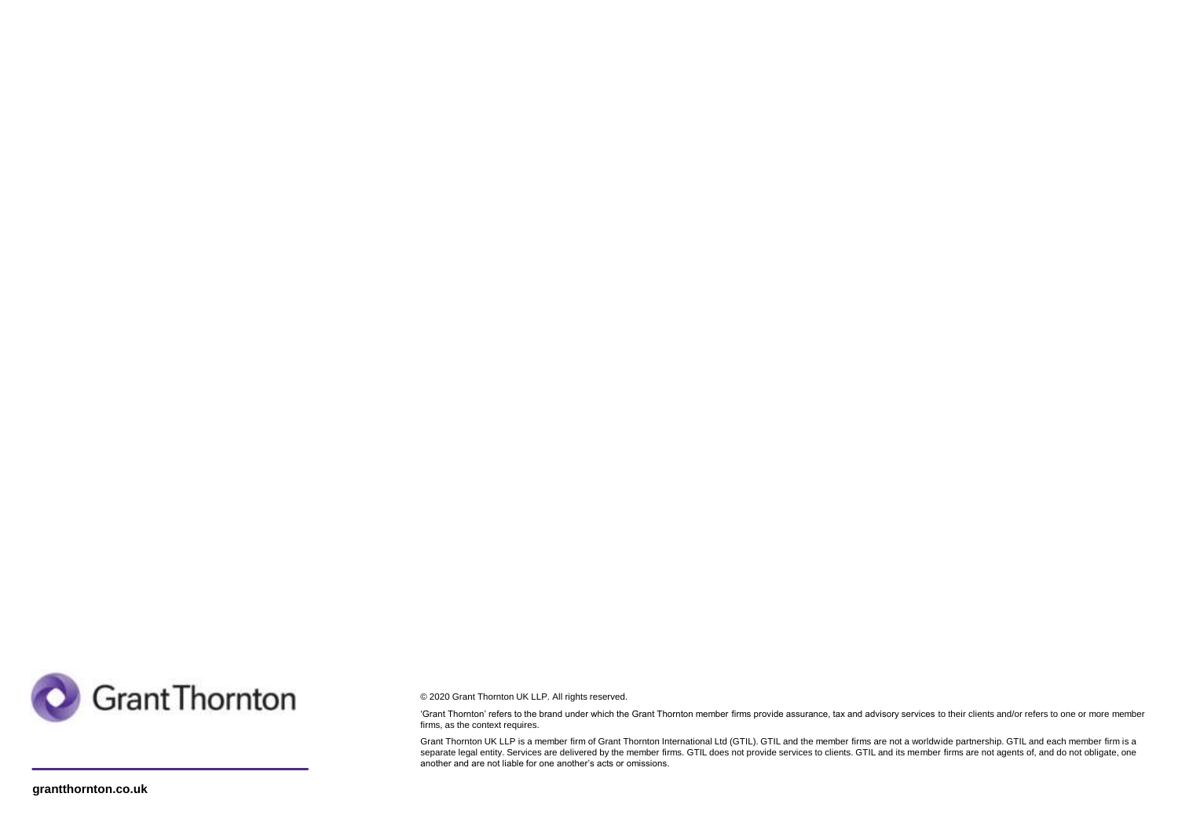Grant Thornton

© 2020 Grant Thornton UK LLP. All rights reserved.

'Grant Thornton' refers to the brand under which the Grant Thornton member firms provide assurance, tax and advisory services to their clients and/or refers to one or more member firms, as the context requires.

Grant Thornton UK LLP is a member firm of Grant Thornton International Ltd (GTIL). GTIL and the member firms are not a worldwide partnership. GTIL and each member firm is a separate legal entity. Services are delivered by the member firms. GTIL does not provide services to clients. GTIL and its member firms are not agents of, and do not obligate, one another and are not liable for one another's acts or omissions.

**grantthornton.co.uk**